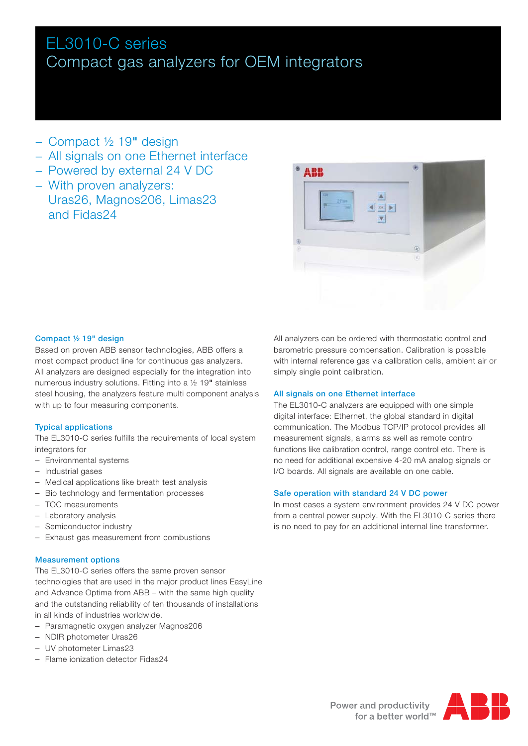# EL3010-C series
# Compact gas analyzers for OEM integrators

- Compact ½ 19" design
- All signals on one Ethernet interface
- Powered by external 24 V DC
- With proven analyzers: Uras26, Magnos206, Limas23 and Fidas24

### Compact ½ 19" design

Based on proven ABB sensor technologies, ABB offers a most compact product line for continuous gas analyzers. All analyzers are designed especially for the integration into numerous industry solutions. Fitting into a ½ 19" stainless steel housing, the analyzers feature multi component analysis with up to four measuring components.

### Typical applications

The EL3010-C series fulfills the requirements of local system integrators for

- Environmental systems
- Industrial gases
- Medical applications like breath test analysis
- Bio technology and fermentation processes
- TOC measurements
- Laboratory analysis
- Semiconductor industry
- Exhaust gas measurement from combustions

### Measurement options

The EL3010-C series offers the same proven sensor technologies that are used in the major product lines EasyLine and Advance Optima from ABB – with the same high quality and the outstanding reliability of ten thousands of installations in all kinds of industries worldwide.

- Paramagnetic oxygen analyzer Magnos206
- NDIR photometer Uras26
- UV photometer Limas23
- Flame ionization detector Fidas24

All analyzers can be ordered with thermostatic control and barometric pressure compensation. Calibration is possible with internal reference gas via calibration cells, ambient air or simply single point calibration.

### All signals on one Ethernet interface

The EL3010-C analyzers are equipped with one simple digital interface: Ethernet, the global standard in digital communication. The Modbus TCP/IP protocol provides all measurement signals, alarms as well as remote control functions like calibration control, range control etc. There is no need for additional expensive 4-20 mA analog signals or I/O boards. All signals are available on one cable.

### Safe operation with standard 24 V DC power

In most cases a system environment provides 24 V DC power from a central power supply. With the EL3010-C series there is no need to pay for an additional internal line transformer.

Power and productivity for a better world™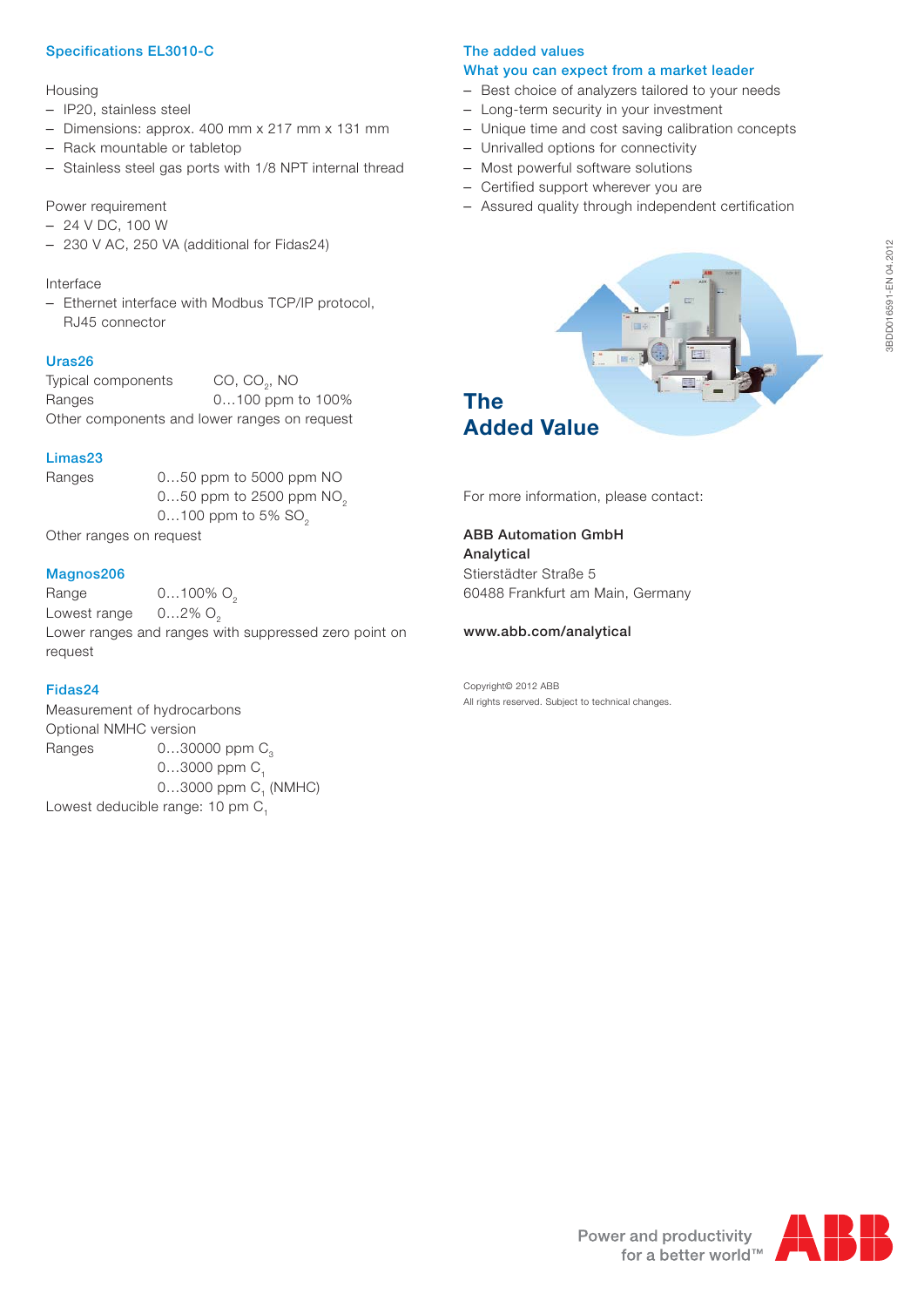## Specifications EL3010-C

Housing
- IP20, stainless steel
- Dimensions: approx. 400 mm x 217 mm x 131 mm
- Rack mountable or tabletop
- Stainless steel gas ports with 1/8 NPT internal thread

Power requirement
- 24 V DC, 100 W
- 230 V AC, 250 VA (additional for Fidas24)

Interface
- Ethernet interface with Modbus TCP/IP protocol, RJ45 connector

### Uras26

| | |
|---|---|
| Typical components | CO, $CO_2$, NO |
| Ranges | 0…100 ppm to 100% |

Other components and lower ranges on request

### Limas23

| | |
|---|---|
| Ranges | 0…50 ppm to 5000 ppm NO |
| | 0…50 ppm to 2500 ppm $NO_2$ |
| | 0…100 ppm to 5% $SO_2$ |

Other ranges on request

### Magnos206

| | |
|---|---|
| Range | 0…100% $O_2$ |
| Lowest range | 0…2% $O_2$ |

Lower ranges and ranges with suppressed zero point on request

### Fidas24

Measurement of hydrocarbons

Optional NMHC version

| | |
|---|---|
| Ranges | 0…30000 ppm $C_3$ |
| | 0…3000 ppm $C_1$ |
| | 0…3000 ppm $C_1$ (NMHC) |

Lowest deducible range: 10 pm $C_1$

## The added values
### What you can expect from a market leader

- Best choice of analyzers tailored to your needs
- Long-term security in your investment
- Unique time and cost saving calibration concepts
- Unrivalled options for connectivity
- Most powerful software solutions
- Certified support wherever you are
- Assured quality through independent certification

**The Added Value**

For more information, please contact:

**ABB Automation GmbH**
**Analytical**
Stierstädter Straße 5
60488 Frankfurt am Main, Germany

**www.abb.com/analytical**

Copyright© 2012 ABB
All rights reserved. Subject to technical changes.

3BDD016591-EN 04.2012

Power and productivity for a better world™